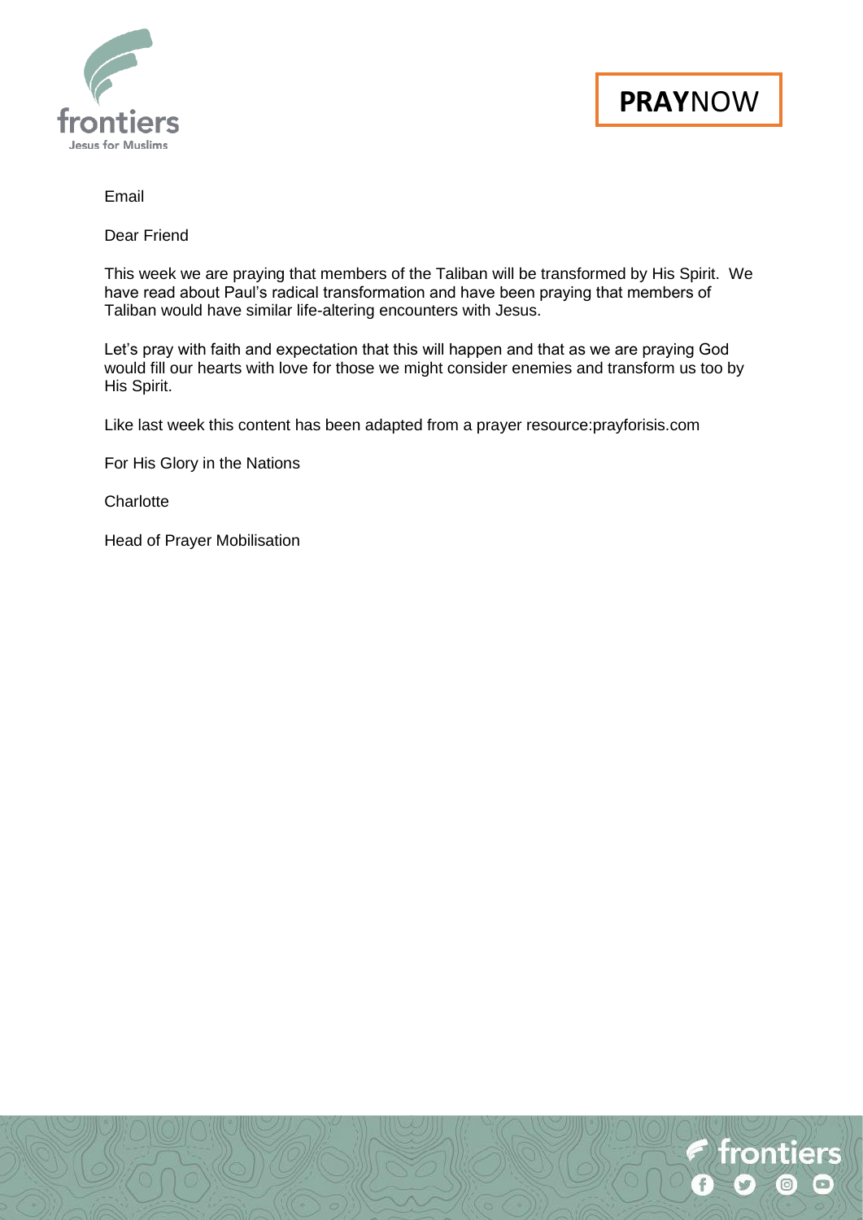frontiers
Jesus for Muslims

**PRAY**NOW

Email

Dear Friend

This week we are praying that members of the Taliban will be transformed by His Spirit. We have read about Paul's radical transformation and have been praying that members of Taliban would have similar life-altering encounters with Jesus.

Let's pray with faith and expectation that this will happen and that as we are praying God would fill our hearts with love for those we might consider enemies and transform us too by His Spirit.

Like last week this content has been adapted from a prayer resource:prayforisis.com

For His Glory in the Nations

Charlotte

Head of Prayer Mobilisation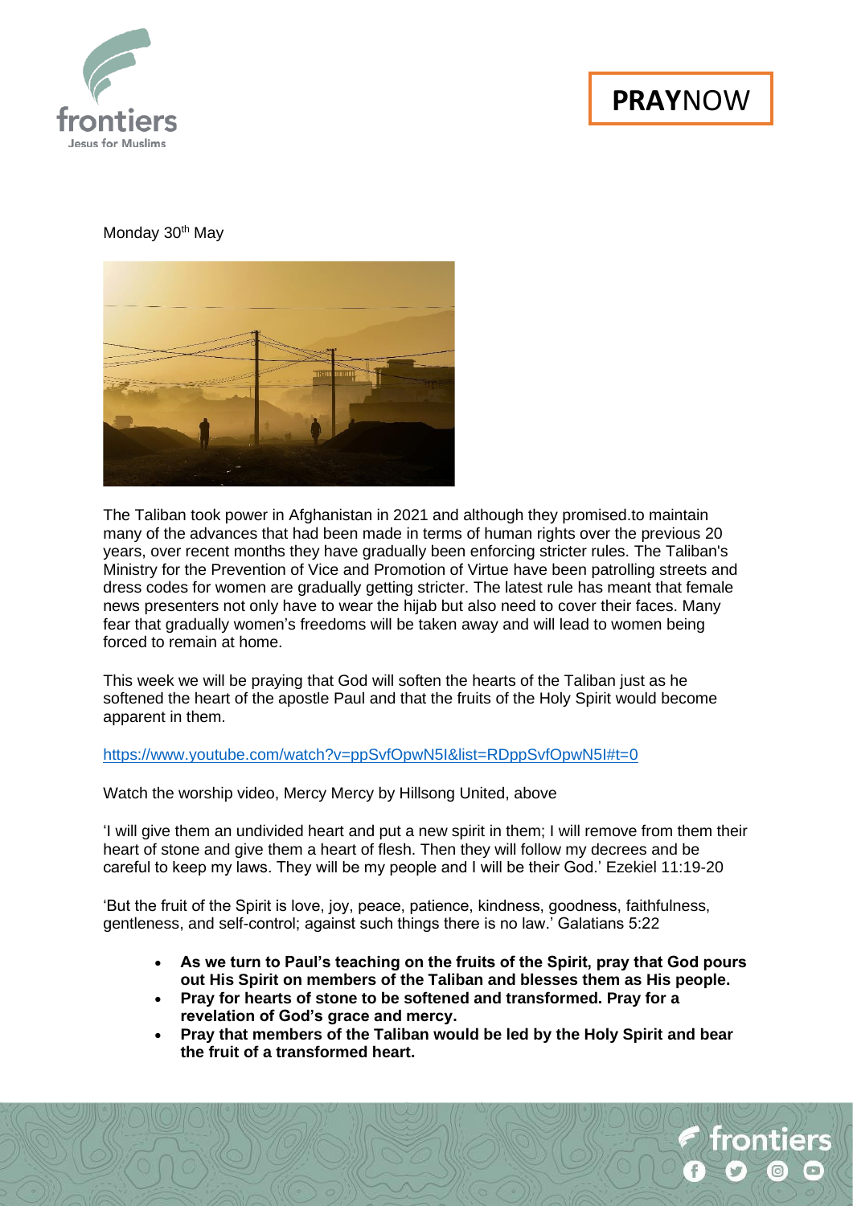Monday 30th May

The Taliban took power in Afghanistan in 2021 and although they promised.to maintain many of the advances that had been made in terms of human rights over the previous 20 years, over recent months they have gradually been enforcing stricter rules. The Taliban's Ministry for the Prevention of Vice and Promotion of Virtue have been patrolling streets and dress codes for women are gradually getting stricter. The latest rule has meant that female news presenters not only have to wear the hijab but also need to cover their faces. Many fear that gradually women's freedoms will be taken away and will lead to women being forced to remain at home.

This week we will be praying that God will soften the hearts of the Taliban just as he softened the heart of the apostle Paul and that the fruits of the Holy Spirit would become apparent in them.

https://www.youtube.com/watch?v=ppSvfOpwN5I&list=RDppSvfOpwN5I#t=0

Watch the worship video, Mercy Mercy by Hillsong United, above

'I will give them an undivided heart and put a new spirit in them; I will remove from them their heart of stone and give them a heart of flesh. Then they will follow my decrees and be careful to keep my laws. They will be my people and I will be their God.' Ezekiel 11:19-20

'But the fruit of the Spirit is love, joy, peace, patience, kindness, goodness, faithfulness, gentleness, and self-control; against such things there is no law.' Galatians 5:22

- **As we turn to Paul's teaching on the fruits of the Spirit, pray that God pours out His Spirit on members of the Taliban and blesses them as His people.**
- **Pray for hearts of stone to be softened and transformed. Pray for a revelation of God's grace and mercy.**
- **Pray that members of the Taliban would be led by the Holy Spirit and bear the fruit of a transformed heart.**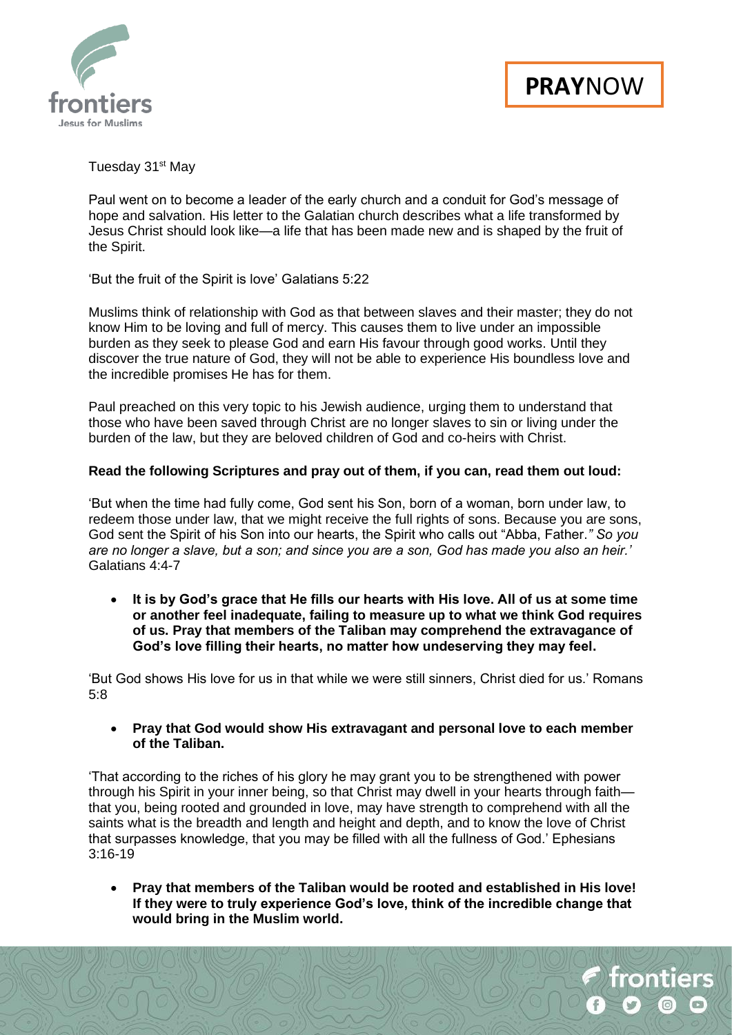Tuesday 31st May

Paul went on to become a leader of the early church and a conduit for God's message of hope and salvation. His letter to the Galatian church describes what a life transformed by Jesus Christ should look like—a life that has been made new and is shaped by the fruit of the Spirit.

'But the fruit of the Spirit is love' Galatians 5:22

Muslims think of relationship with God as that between slaves and their master; they do not know Him to be loving and full of mercy. This causes them to live under an impossible burden as they seek to please God and earn His favour through good works. Until they discover the true nature of God, they will not be able to experience His boundless love and the incredible promises He has for them.

Paul preached on this very topic to his Jewish audience, urging them to understand that those who have been saved through Christ are no longer slaves to sin or living under the burden of the law, but they are beloved children of God and co-heirs with Christ.

**Read the following Scriptures and pray out of them, if you can, read them out loud:**

'But when the time had fully come, God sent his Son, born of a woman, born under law, to redeem those under law, that we might receive the full rights of sons. Because you are sons, God sent the Spirit of his Son into our hearts, the Spirit who calls out "Abba, Father.*" So you are no longer a slave, but a son; and since you are a son, God has made you also an heir.'* Galatians 4:4-7

- **It is by God's grace that He fills our hearts with His love. All of us at some time or another feel inadequate, failing to measure up to what we think God requires of us. Pray that members of the Taliban may comprehend the extravagance of God's love filling their hearts, no matter how undeserving they may feel.**

'But God shows His love for us in that while we were still sinners, Christ died for us.' Romans 5:8

- **Pray that God would show His extravagant and personal love to each member of the Taliban.**

'That according to the riches of his glory he may grant you to be strengthened with power through his Spirit in your inner being, so that Christ may dwell in your hearts through faith—that you, being rooted and grounded in love, may have strength to comprehend with all the saints what is the breadth and length and height and depth, and to know the love of Christ that surpasses knowledge, that you may be filled with all the fullness of God.' Ephesians 3:16-19

- **Pray that members of the Taliban would be rooted and established in His love! If they were to truly experience God's love, think of the incredible change that would bring in the Muslim world.**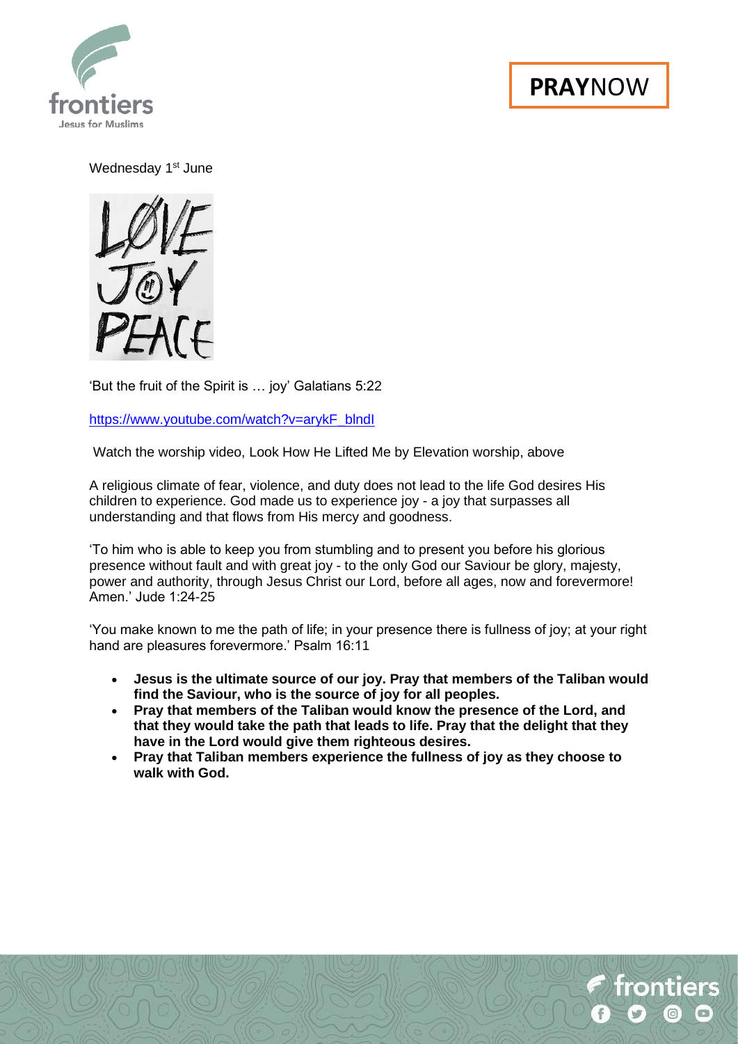**PRAY**NOW

Wednesday 1st June

'But the fruit of the Spirit is … joy' Galatians 5:22

https://www.youtube.com/watch?v=arykF_blndI

Watch the worship video, Look How He Lifted Me by Elevation worship, above

A religious climate of fear, violence, and duty does not lead to the life God desires His children to experience. God made us to experience joy - a joy that surpasses all understanding and that flows from His mercy and goodness.

'To him who is able to keep you from stumbling and to present you before his glorious presence without fault and with great joy - to the only God our Saviour be glory, majesty, power and authority, through Jesus Christ our Lord, before all ages, now and forevermore! Amen.' Jude 1:24-25

'You make known to me the path of life; in your presence there is fullness of joy; at your right hand are pleasures forevermore.' Psalm 16:11

- **Jesus is the ultimate source of our joy. Pray that members of the Taliban would find the Saviour, who is the source of joy for all peoples.**
- **Pray that members of the Taliban would know the presence of the Lord, and that they would take the path that leads to life. Pray that the delight that they have in the Lord would give them righteous desires.**
- **Pray that Taliban members experience the fullness of joy as they choose to walk with God.**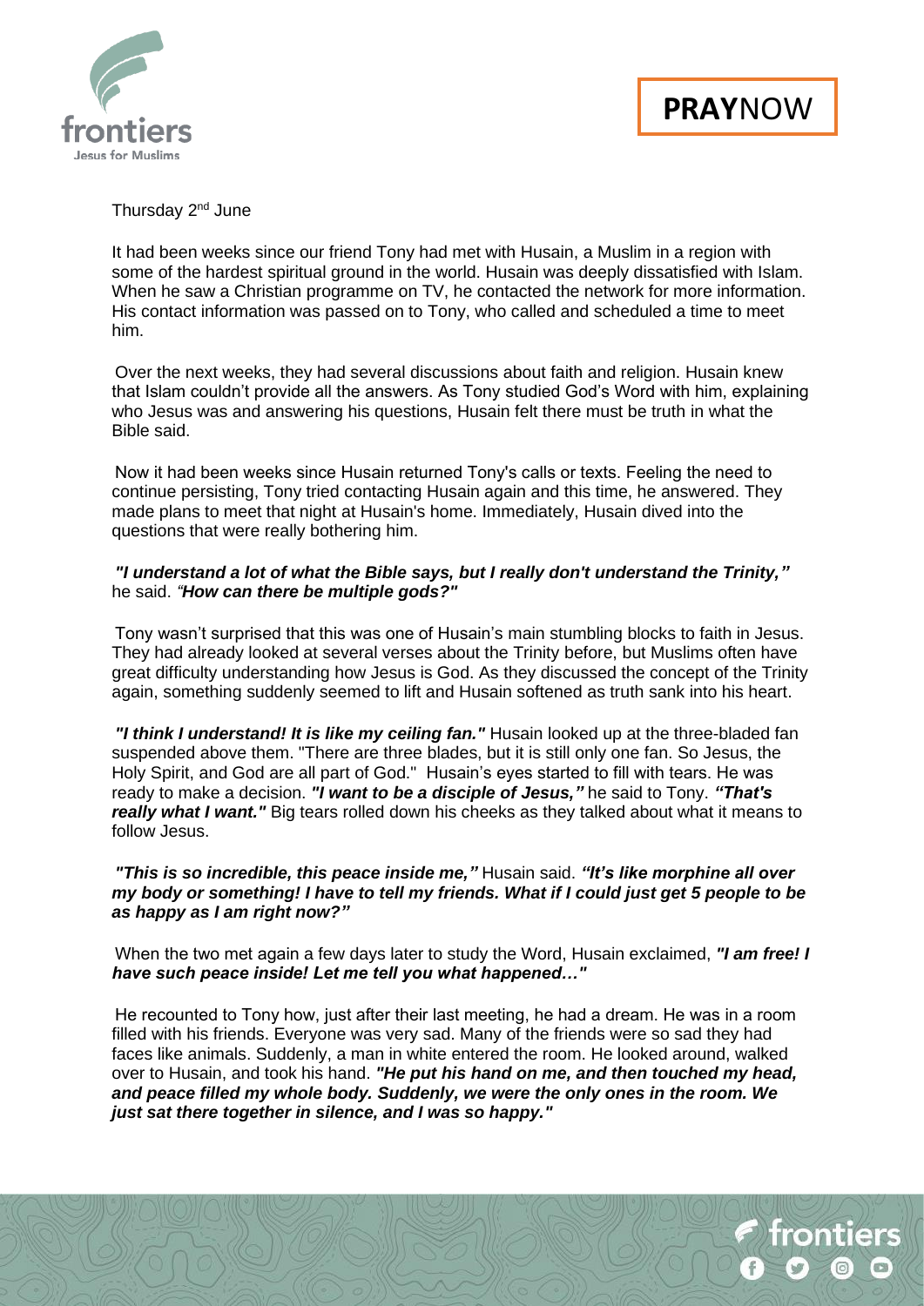Thursday 2nd June

It had been weeks since our friend Tony had met with Husain, a Muslim in a region with some of the hardest spiritual ground in the world. Husain was deeply dissatisfied with Islam. When he saw a Christian programme on TV, he contacted the network for more information. His contact information was passed on to Tony, who called and scheduled a time to meet him.

Over the next weeks, they had several discussions about faith and religion. Husain knew that Islam couldn't provide all the answers. As Tony studied God's Word with him, explaining who Jesus was and answering his questions, Husain felt there must be truth in what the Bible said.

Now it had been weeks since Husain returned Tony's calls or texts. Feeling the need to continue persisting, Tony tried contacting Husain again and this time, he answered. They made plans to meet that night at Husain's home. Immediately, Husain dived into the questions that were really bothering him.

***"I understand a lot of what the Bible says, but I really don't understand the Trinity,"*** he said. ***"How can there be multiple gods?"***

Tony wasn't surprised that this was one of Husain's main stumbling blocks to faith in Jesus. They had already looked at several verses about the Trinity before, but Muslims often have great difficulty understanding how Jesus is God. As they discussed the concept of the Trinity again, something suddenly seemed to lift and Husain softened as truth sank into his heart.

***"I think I understand! It is like my ceiling fan."*** Husain looked up at the three-bladed fan suspended above them. "There are three blades, but it is still only one fan. So Jesus, the Holy Spirit, and God are all part of God." Husain's eyes started to fill with tears. He was ready to make a decision. ***"I want to be a disciple of Jesus,"*** he said to Tony. ***"That's really what I want."*** Big tears rolled down his cheeks as they talked about what it means to follow Jesus.

***"This is so incredible, this peace inside me,"*** Husain said. ***"It's like morphine all over my body or something! I have to tell my friends. What if I could just get 5 people to be as happy as I am right now?"***

When the two met again a few days later to study the Word, Husain exclaimed, ***"I am free! I have such peace inside! Let me tell you what happened…"***

He recounted to Tony how, just after their last meeting, he had a dream. He was in a room filled with his friends. Everyone was very sad. Many of the friends were so sad they had faces like animals. Suddenly, a man in white entered the room. He looked around, walked over to Husain, and took his hand. ***"He put his hand on me, and then touched my head, and peace filled my whole body. Suddenly, we were the only ones in the room. We just sat there together in silence, and I was so happy."***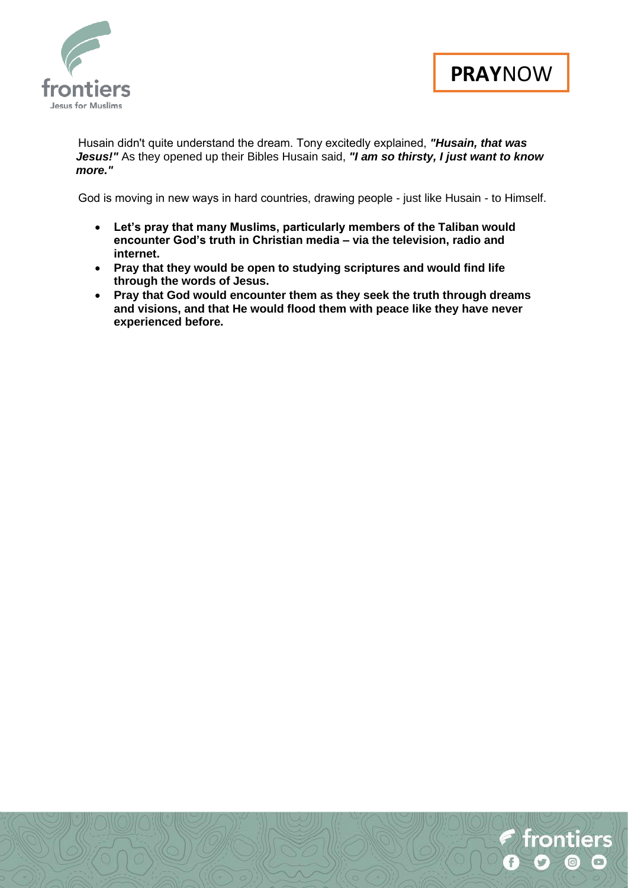Husain didn't quite understand the dream. Tony excitedly explained, ***"Husain, that was Jesus!"*** As they opened up their Bibles Husain said, ***"I am so thirsty, I just want to know more."***

God is moving in new ways in hard countries, drawing people - just like Husain - to Himself.

- **Let's pray that many Muslims, particularly members of the Taliban would encounter God's truth in Christian media – via the television, radio and internet.**
- **Pray that they would be open to studying scriptures and would find life through the words of Jesus.**
- **Pray that God would encounter them as they seek the truth through dreams and visions, and that He would flood them with peace like they have never experienced before.**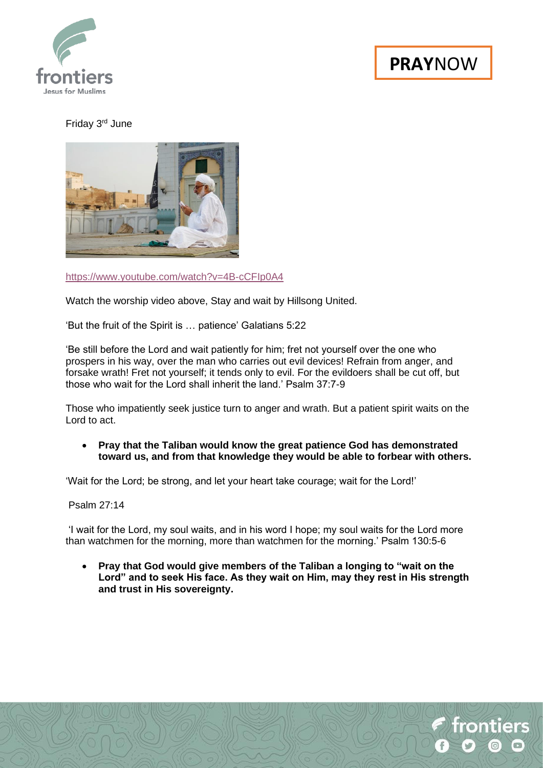Friday 3rd June

https://www.youtube.com/watch?v=4B-cCFIp0A4

Watch the worship video above, Stay and wait by Hillsong United.

'But the fruit of the Spirit is … patience' Galatians 5:22

'Be still before the Lord and wait patiently for him; fret not yourself over the one who prospers in his way, over the man who carries out evil devices! Refrain from anger, and forsake wrath! Fret not yourself; it tends only to evil. For the evildoers shall be cut off, but those who wait for the Lord shall inherit the land.' Psalm 37:7-9

Those who impatiently seek justice turn to anger and wrath. But a patient spirit waits on the Lord to act.

- **Pray that the Taliban would know the great patience God has demonstrated toward us, and from that knowledge they would be able to forbear with others.**

'Wait for the Lord; be strong, and let your heart take courage; wait for the Lord!'

Psalm 27:14

'I wait for the Lord, my soul waits, and in his word I hope; my soul waits for the Lord more than watchmen for the morning, more than watchmen for the morning.' Psalm 130:5-6

- **Pray that God would give members of the Taliban a longing to "wait on the Lord" and to seek His face. As they wait on Him, may they rest in His strength and trust in His sovereignty.**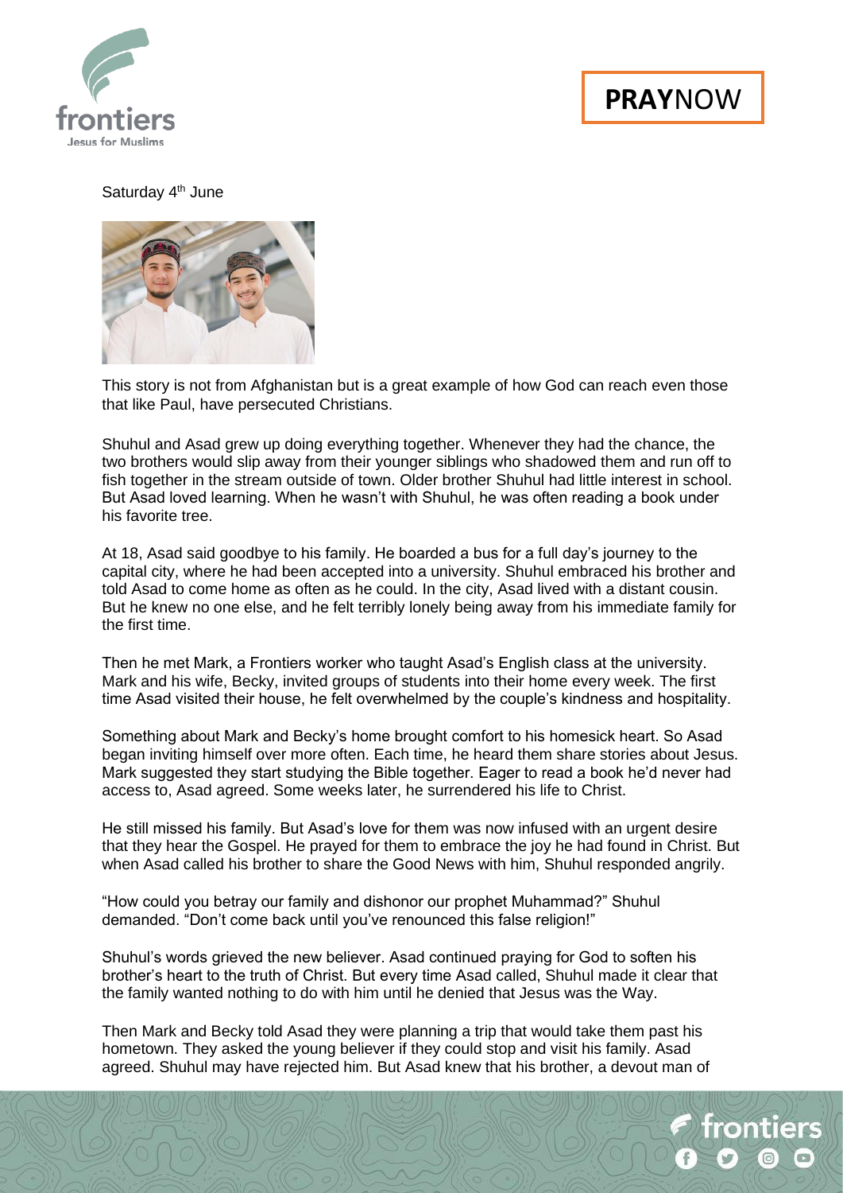Saturday 4th June

This story is not from Afghanistan but is a great example of how God can reach even those that like Paul, have persecuted Christians.

Shuhul and Asad grew up doing everything together. Whenever they had the chance, the two brothers would slip away from their younger siblings who shadowed them and run off to fish together in the stream outside of town. Older brother Shuhul had little interest in school. But Asad loved learning. When he wasn't with Shuhul, he was often reading a book under his favorite tree.

At 18, Asad said goodbye to his family. He boarded a bus for a full day's journey to the capital city, where he had been accepted into a university. Shuhul embraced his brother and told Asad to come home as often as he could. In the city, Asad lived with a distant cousin. But he knew no one else, and he felt terribly lonely being away from his immediate family for the first time.

Then he met Mark, a Frontiers worker who taught Asad's English class at the university. Mark and his wife, Becky, invited groups of students into their home every week. The first time Asad visited their house, he felt overwhelmed by the couple's kindness and hospitality.

Something about Mark and Becky's home brought comfort to his homesick heart. So Asad began inviting himself over more often. Each time, he heard them share stories about Jesus. Mark suggested they start studying the Bible together. Eager to read a book he'd never had access to, Asad agreed. Some weeks later, he surrendered his life to Christ.

He still missed his family. But Asad's love for them was now infused with an urgent desire that they hear the Gospel. He prayed for them to embrace the joy he had found in Christ. But when Asad called his brother to share the Good News with him, Shuhul responded angrily.

"How could you betray our family and dishonor our prophet Muhammad?" Shuhul demanded. "Don't come back until you've renounced this false religion!"

Shuhul's words grieved the new believer. Asad continued praying for God to soften his brother's heart to the truth of Christ. But every time Asad called, Shuhul made it clear that the family wanted nothing to do with him until he denied that Jesus was the Way.

Then Mark and Becky told Asad they were planning a trip that would take them past his hometown. They asked the young believer if they could stop and visit his family. Asad agreed. Shuhul may have rejected him. But Asad knew that his brother, a devout man of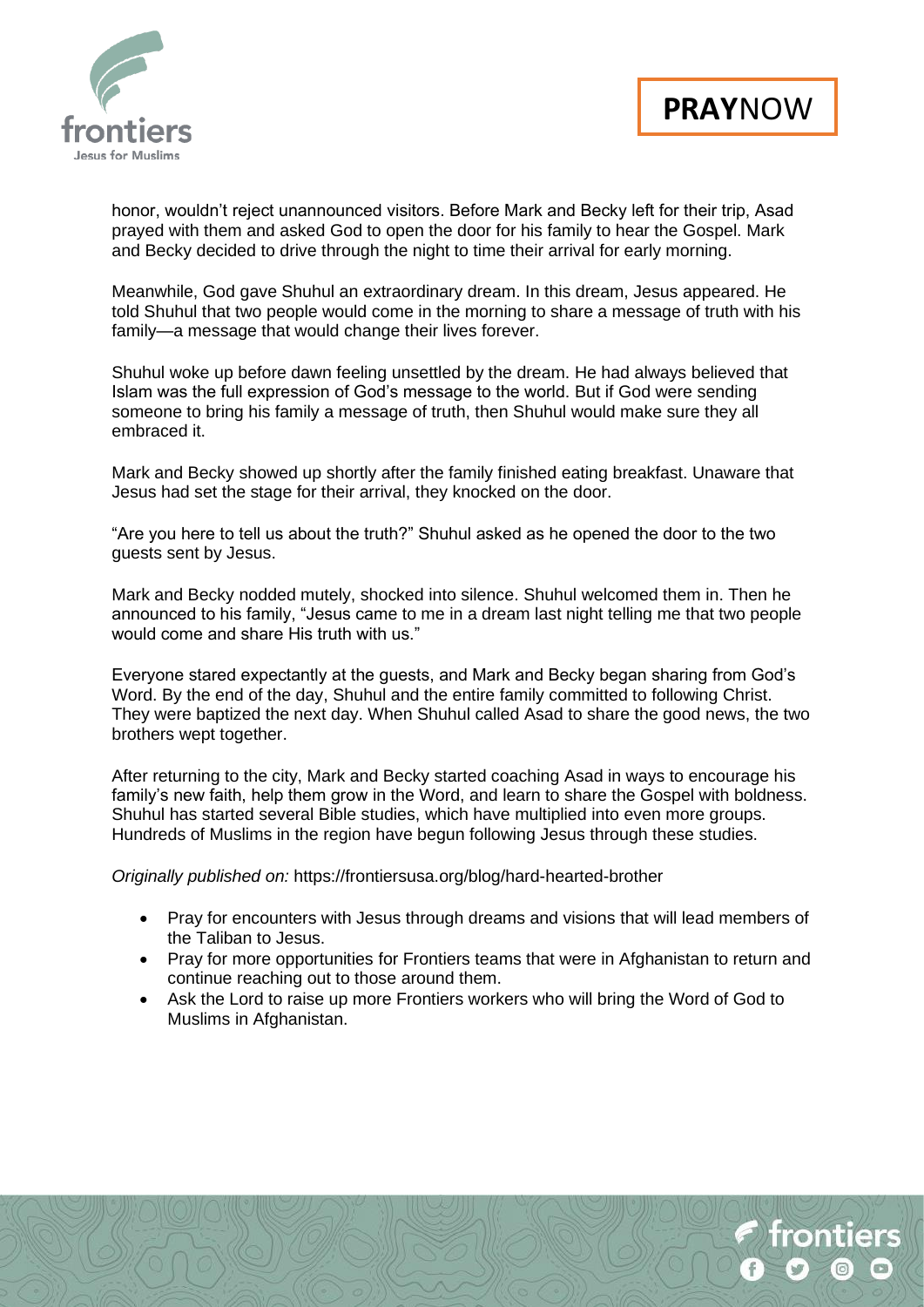honor, wouldn't reject unannounced visitors. Before Mark and Becky left for their trip, Asad prayed with them and asked God to open the door for his family to hear the Gospel. Mark and Becky decided to drive through the night to time their arrival for early morning.

Meanwhile, God gave Shuhul an extraordinary dream. In this dream, Jesus appeared. He told Shuhul that two people would come in the morning to share a message of truth with his family—a message that would change their lives forever.

Shuhul woke up before dawn feeling unsettled by the dream. He had always believed that Islam was the full expression of God's message to the world. But if God were sending someone to bring his family a message of truth, then Shuhul would make sure they all embraced it.

Mark and Becky showed up shortly after the family finished eating breakfast. Unaware that Jesus had set the stage for their arrival, they knocked on the door.

"Are you here to tell us about the truth?" Shuhul asked as he opened the door to the two guests sent by Jesus.

Mark and Becky nodded mutely, shocked into silence. Shuhul welcomed them in. Then he announced to his family, "Jesus came to me in a dream last night telling me that two people would come and share His truth with us."

Everyone stared expectantly at the guests, and Mark and Becky began sharing from God's Word. By the end of the day, Shuhul and the entire family committed to following Christ. They were baptized the next day. When Shuhul called Asad to share the good news, the two brothers wept together.

After returning to the city, Mark and Becky started coaching Asad in ways to encourage his family's new faith, help them grow in the Word, and learn to share the Gospel with boldness. Shuhul has started several Bible studies, which have multiplied into even more groups. Hundreds of Muslims in the region have begun following Jesus through these studies.

*Originally published on:* https://frontiersusa.org/blog/hard-hearted-brother

- Pray for encounters with Jesus through dreams and visions that will lead members of the Taliban to Jesus.
- Pray for more opportunities for Frontiers teams that were in Afghanistan to return and continue reaching out to those around them.
- Ask the Lord to raise up more Frontiers workers who will bring the Word of God to Muslims in Afghanistan.